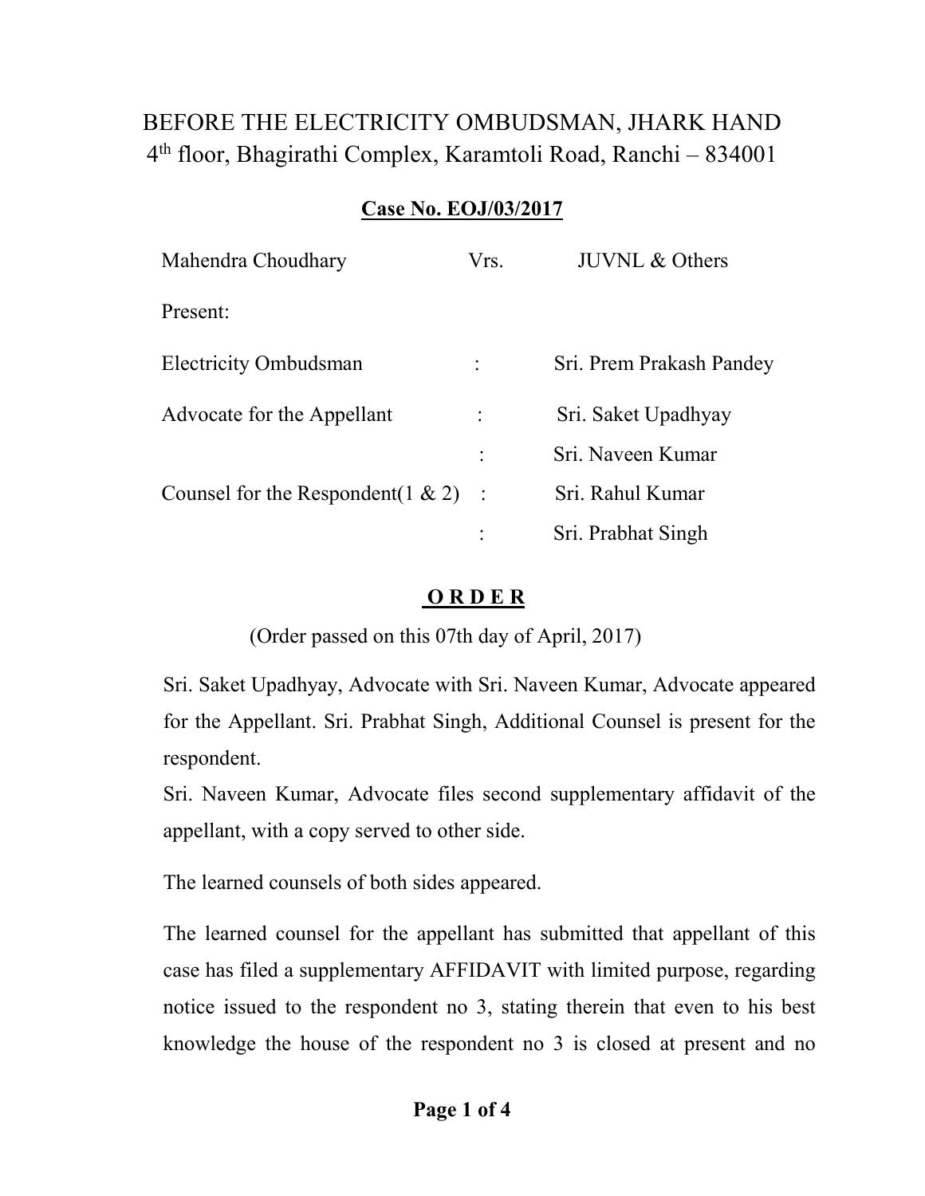# BEFORE THE ELECTRICITY OMBUDSMAN, JHARK HAND

4th floor, Bhagirathi Complex, Karamtoli Road, Ranchi – 834001

**Case No. EOJ/03/2017**

| Mahendra Choudhary | Vrs. | JUVNL & Others |
|---|---|---|
| Present: | | |
| Electricity Ombudsman | : | Sri. Prem Prakash Pandey |
| Advocate for the Appellant | : | Sri. Saket Upadhyay |
| | : | Sri. Naveen Kumar |
| Counsel for the Respondent(1 & 2) | : | Sri. Rahul Kumar |
| | : | Sri. Prabhat Singh |

**O R D E R**

(Order passed on this 07th day of April, 2017)

Sri. Saket Upadhyay, Advocate with Sri. Naveen Kumar, Advocate appeared for the Appellant. Sri. Prabhat Singh, Additional Counsel is present for the respondent.

Sri. Naveen Kumar, Advocate files second supplementary affidavit of the appellant, with a copy served to other side.

The learned counsels of both sides appeared.

The learned counsel for the appellant has submitted that appellant of this case has filed a supplementary AFFIDAVIT with limited purpose, regarding notice issued to the respondent no 3, stating therein that even to his best knowledge the house of the respondent no 3 is closed at present and no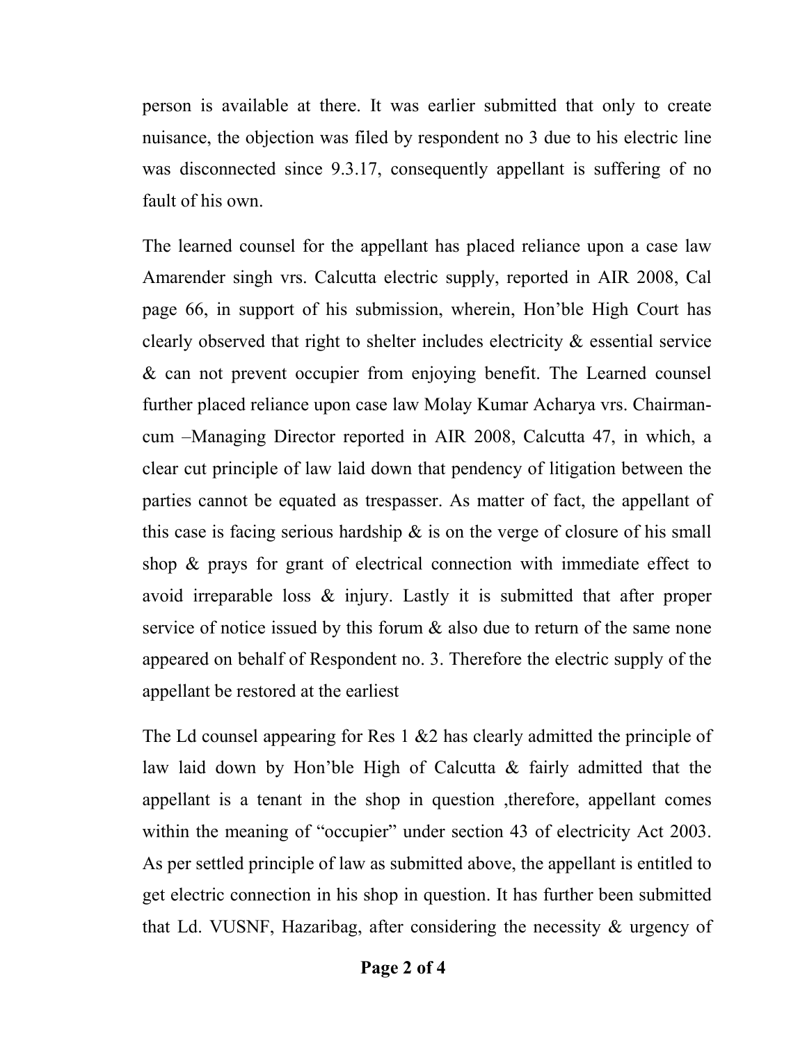person is available at there. It was earlier submitted that only to create nuisance, the objection was filed by respondent no 3 due to his electric line was disconnected since 9.3.17, consequently appellant is suffering of no fault of his own.

The learned counsel for the appellant has placed reliance upon a case law Amarender singh vrs. Calcutta electric supply, reported in AIR 2008, Cal page 66, in support of his submission, wherein, Hon'ble High Court has clearly observed that right to shelter includes electricity & essential service & can not prevent occupier from enjoying benefit. The Learned counsel further placed reliance upon case law Molay Kumar Acharya vrs. Chairman-cum –Managing Director reported in AIR 2008, Calcutta 47, in which, a clear cut principle of law laid down that pendency of litigation between the parties cannot be equated as trespasser. As matter of fact, the appellant of this case is facing serious hardship & is on the verge of closure of his small shop & prays for grant of electrical connection with immediate effect to avoid irreparable loss & injury. Lastly it is submitted that after proper service of notice issued by this forum & also due to return of the same none appeared on behalf of Respondent no. 3. Therefore the electric supply of the appellant be restored at the earliest

The Ld counsel appearing for Res 1 &2 has clearly admitted the principle of law laid down by Hon'ble High of Calcutta & fairly admitted that the appellant is a tenant in the shop in question ,therefore, appellant comes within the meaning of "occupier" under section 43 of electricity Act 2003. As per settled principle of law as submitted above, the appellant is entitled to get electric connection in his shop in question. It has further been submitted that Ld. VUSNF, Hazaribag, after considering the necessity & urgency of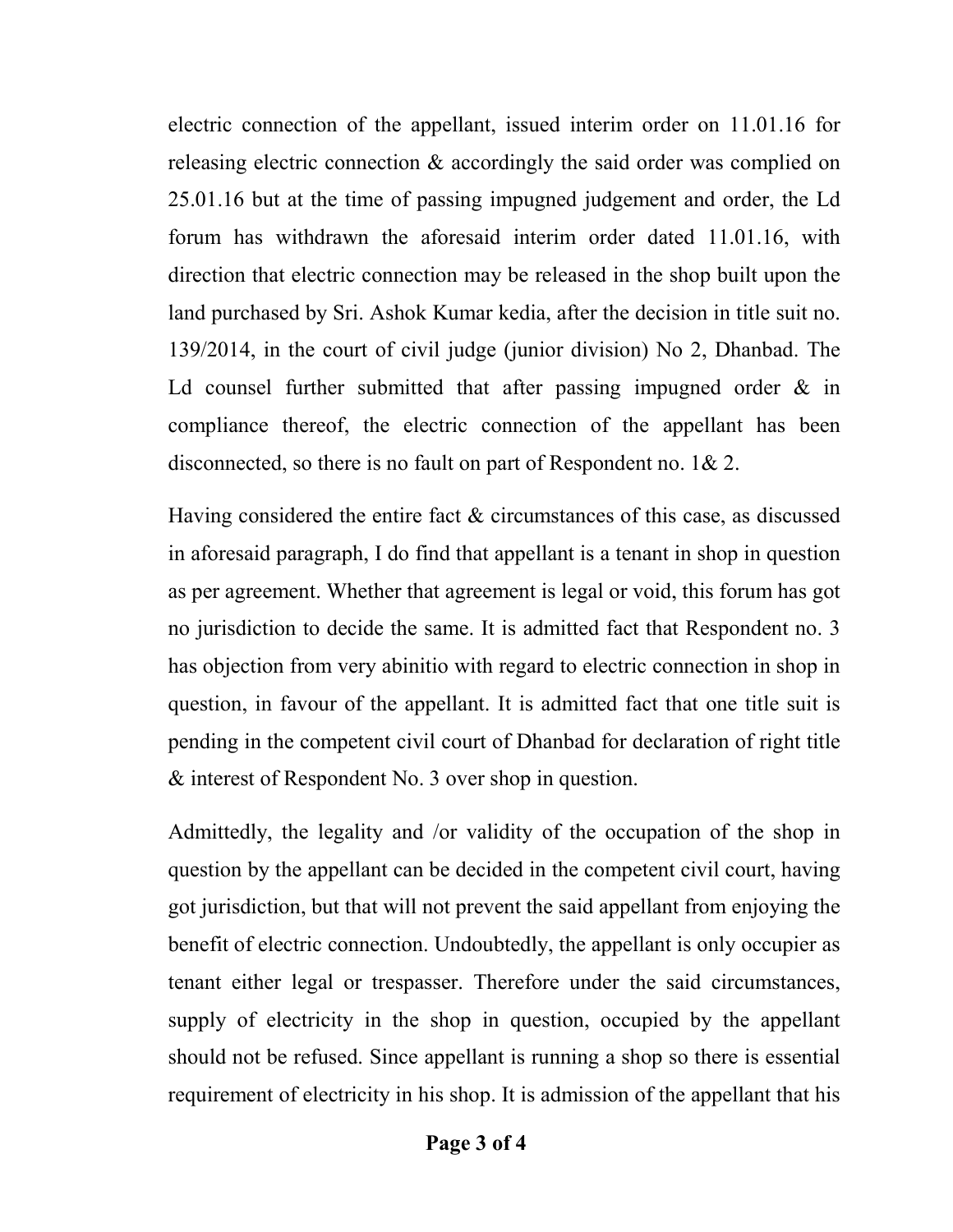electric connection of the appellant, issued interim order on 11.01.16 for releasing electric connection & accordingly the said order was complied on 25.01.16 but at the time of passing impugned judgement and order, the Ld forum has withdrawn the aforesaid interim order dated 11.01.16, with direction that electric connection may be released in the shop built upon the land purchased by Sri. Ashok Kumar kedia, after the decision in title suit no. 139/2014, in the court of civil judge (junior division) No 2, Dhanbad. The Ld counsel further submitted that after passing impugned order & in compliance thereof, the electric connection of the appellant has been disconnected, so there is no fault on part of Respondent no. 1& 2.

Having considered the entire fact & circumstances of this case, as discussed in aforesaid paragraph, I do find that appellant is a tenant in shop in question as per agreement. Whether that agreement is legal or void, this forum has got no jurisdiction to decide the same. It is admitted fact that Respondent no. 3 has objection from very abinitio with regard to electric connection in shop in question, in favour of the appellant. It is admitted fact that one title suit is pending in the competent civil court of Dhanbad for declaration of right title & interest of Respondent No. 3 over shop in question.

Admittedly, the legality and /or validity of the occupation of the shop in question by the appellant can be decided in the competent civil court, having got jurisdiction, but that will not prevent the said appellant from enjoying the benefit of electric connection. Undoubtedly, the appellant is only occupier as tenant either legal or trespasser. Therefore under the said circumstances, supply of electricity in the shop in question, occupied by the appellant should not be refused. Since appellant is running a shop so there is essential requirement of electricity in his shop. It is admission of the appellant that his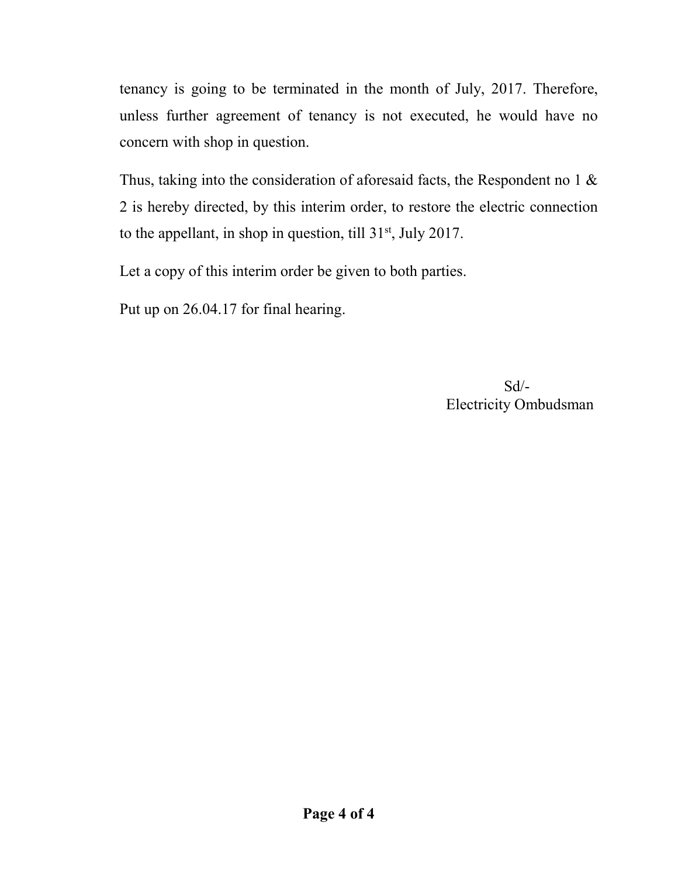tenancy is going to be terminated in the month of July, 2017. Therefore, unless further agreement of tenancy is not executed, he would have no concern with shop in question.

Thus, taking into the consideration of aforesaid facts, the Respondent no 1 & 2 is hereby directed, by this interim order, to restore the electric connection to the appellant, in shop in question, till 31st, July 2017.

Let a copy of this interim order be given to both parties.

Put up on 26.04.17 for final hearing.

Sd/-
Electricity Ombudsman